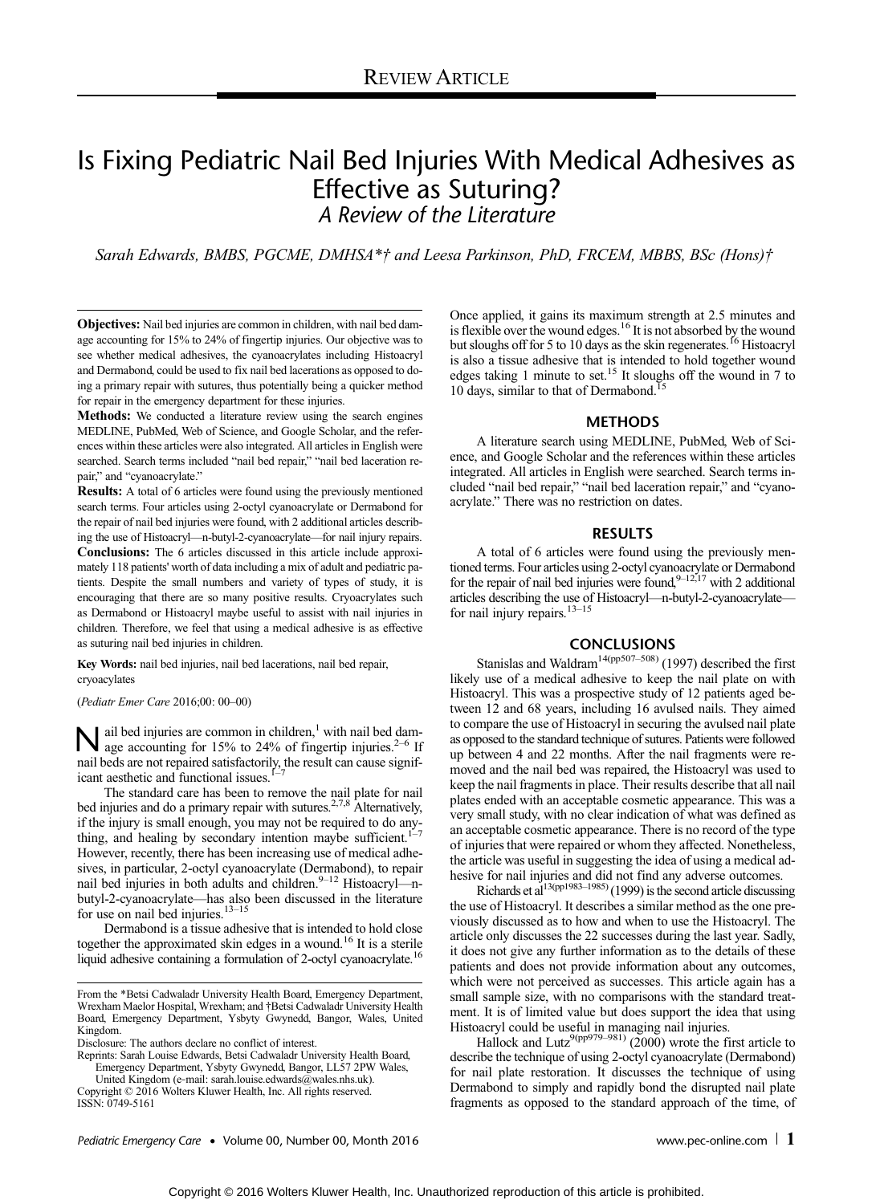REVIEW ARTICLE

# Is Fixing Pediatric Nail Bed Injuries With Medical Adhesives as Effective as Suturing?

## *A Review of the Literature*

*Sarah Edwards, BMBS, PGCME, DMHSA\*† and Leesa Parkinson, PhD, FRCEM, MBBS, BSc (Hons)†*

**Objectives:** Nail bed injuries are common in children, with nail bed damage accounting for 15% to 24% of fingertip injuries. Our objective was to see whether medical adhesives, the cyanoacrylates including Histoacryl and Dermabond, could be used to fix nail bed lacerations as opposed to doing a primary repair with sutures, thus potentially being a quicker method for repair in the emergency department for these injuries.

**Methods:** We conducted a literature review using the search engines MEDLINE, PubMed, Web of Science, and Google Scholar, and the references within these articles were also integrated. All articles in English were searched. Search terms included "nail bed repair," "nail bed laceration repair," and "cyanoacrylate."

**Results:** A total of 6 articles were found using the previously mentioned search terms. Four articles using 2-octyl cyanoacrylate or Dermabond for the repair of nail bed injuries were found, with 2 additional articles describing the use of Histoacryl—n-butyl-2-cyanoacrylate—for nail injury repairs.

**Conclusions:** The 6 articles discussed in this article include approximately 118 patients' worth of data including a mix of adult and pediatric patients. Despite the small numbers and variety of types of study, it is encouraging that there are so many positive results. Cryoacrylates such as Dermabond or Histoacryl maybe useful to assist with nail injuries in children. Therefore, we feel that using a medical adhesive is as effective as suturing nail bed injuries in children.

**Key Words:** nail bed injuries, nail bed lacerations, nail bed repair, cryoacylates

(*Pediatr Emer Care* 2016;00: 00–00)

Nail bed injuries are common in children,[1] with nail bed damage accounting for 15% to 24% of fingertip injuries.[2–6] If nail beds are not repaired satisfactorily, the result can cause significant aesthetic and functional issues.[1–7]

The standard care has been to remove the nail plate for nail bed injuries and do a primary repair with sutures.[2,7,8] Alternatively, if the injury is small enough, you may not be required to do anything, and healing by secondary intention maybe sufficient.[1–7] However, recently, there has been increasing use of medical adhesives, in particular, 2-octyl cyanoacrylate (Dermabond), to repair nail bed injuries in both adults and children.[9–12] Histoacryl—n-butyl-2-cyanoacrylate—has also been discussed in the literature for use on nail bed injuries.[13–15]

Dermabond is a tissue adhesive that is intended to hold close together the approximated skin edges in a wound.[16] It is a sterile liquid adhesive containing a formulation of 2-octyl cyanoacrylate.[16] Once applied, it gains its maximum strength at 2.5 minutes and is flexible over the wound edges.[16] It is not absorbed by the wound but sloughs off for 5 to 10 days as the skin regenerates.[16] Histoacryl is also a tissue adhesive that is intended to hold together wound edges taking 1 minute to set.[15] It sloughs off the wound in 7 to 10 days, similar to that of Dermabond.[15]

From the \*Betsi Cadwaladr University Health Board, Emergency Department, Wrexham Maelor Hospital, Wrexham; and †Betsi Cadwaladr University Health Board, Emergency Department, Ysbyty Gwynedd, Bangor, Wales, United Kingdom.

Disclosure: The authors declare no conflict of interest.

Reprints: Sarah Louise Edwards, Betsi Cadwaladr University Health Board, Emergency Department, Ysbyty Gwynedd, Bangor, LL57 2PW Wales, United Kingdom (e-mail: sarah.louise.edwards@wales.nhs.uk).

Copyright © 2016 Wolters Kluwer Health, Inc. All rights reserved.

ISSN: 0749-5161

## METHODS

A literature search using MEDLINE, PubMed, Web of Science, and Google Scholar and the references within these articles integrated. All articles in English were searched. Search terms included "nail bed repair," "nail bed laceration repair," and "cyanoacrylate." There was no restriction on dates.

## RESULTS

A total of 6 articles were found using the previously mentioned terms. Four articles using 2-octyl cyanoacrylate or Dermabond for the repair of nail bed injuries were found,[9–12,17] with 2 additional articles describing the use of Histoacryl—n-butyl-2-cyanoacrylate—for nail injury repairs.[13–15]

## CONCLUSIONS

Stanislas and Waldram[14(pp507–508)] (1997) described the first likely use of a medical adhesive to keep the nail plate on with Histoacryl. This was a prospective study of 12 patients aged between 12 and 68 years, including 16 avulsed nails. They aimed to compare the use of Histoacryl in securing the avulsed nail plate as opposed to the standard technique of sutures. Patients were followed up between 4 and 22 months. After the nail fragments were removed and the nail bed was repaired, the Histoacryl was used to keep the nail fragments in place. Their results describe that all nail plates ended with an acceptable cosmetic appearance. This was a very small study, with no clear indication of what was defined as an acceptable cosmetic appearance. There is no record of the type of injuries that were repaired or whom they affected. Nonetheless, the article was useful in suggesting the idea of using a medical adhesive for nail injuries and did not find any adverse outcomes.

Richards et al[13(pp1983–1985)] (1999) is the second article discussing the use of Histoacryl. It describes a similar method as the one previously discussed as to how and when to use the Histoacryl. The article only discusses the 22 successes during the last year. Sadly, it does not give any further information as to the details of these patients and does not provide information about any outcomes, which were not perceived as successes. This article again has a small sample size, with no comparisons with the standard treatment. It is of limited value but does support the idea that using Histoacryl could be useful in managing nail injuries.

Hallock and Lutz[9(pp979–981)] (2000) wrote the first article to describe the technique of using 2-octyl cyanoacrylate (Dermabond) for nail plate restoration. It discusses the technique of using Dermabond to simply and rapidly bond the disrupted nail plate fragments as opposed to the standard approach of the time, of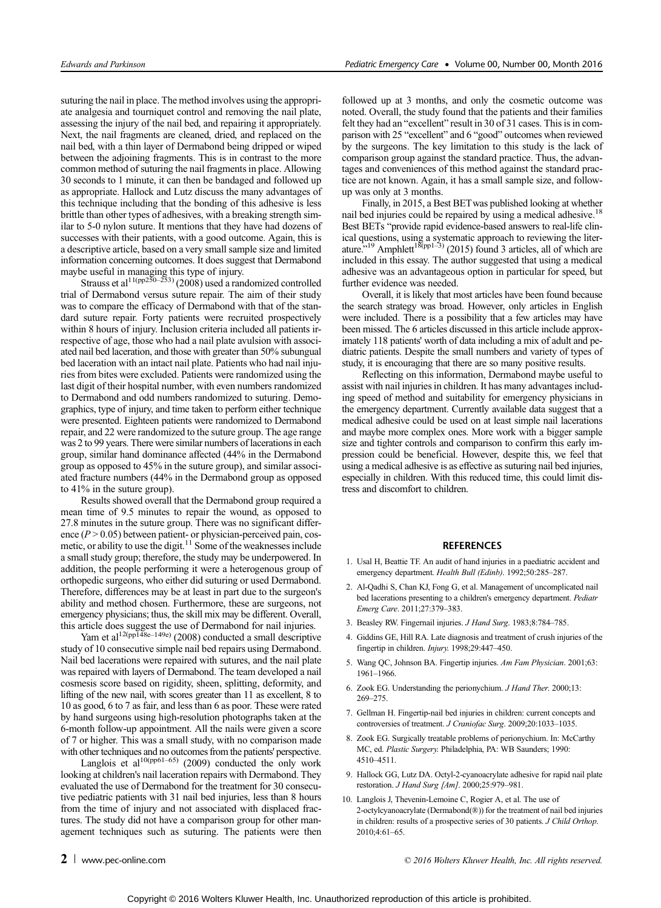suturing the nail in place. The method involves using the appropriate analgesia and tourniquet control and removing the nail plate, assessing the injury of the nail bed, and repairing it appropriately. Next, the nail fragments are cleaned, dried, and replaced on the nail bed, with a thin layer of Dermabond being dripped or wiped between the adjoining fragments. This is in contrast to the more common method of suturing the nail fragments in place. Allowing 30 seconds to 1 minute, it can then be bandaged and followed up as appropriate. Hallock and Lutz discuss the many advantages of this technique including that the bonding of this adhesive is less brittle than other types of adhesives, with a breaking strength similar to 5-0 nylon suture. It mentions that they have had dozens of successes with their patients, with a good outcome. Again, this is a descriptive article, based on a very small sample size and limited information concerning outcomes. It does suggest that Dermabond maybe useful in managing this type of injury.

Strauss et al[11(pp250–253)] (2008) used a randomized controlled trial of Dermabond versus suture repair. The aim of their study was to compare the efficacy of Dermabond with that of the standard suture repair. Forty patients were recruited prospectively within 8 hours of injury. Inclusion criteria included all patients irrespective of age, those who had a nail plate avulsion with associated nail bed laceration, and those with greater than 50% subungual bed laceration with an intact nail plate. Patients who had nail injuries from bites were excluded. Patients were randomized using the last digit of their hospital number, with even numbers randomized to Dermabond and odd numbers randomized to suturing. Demographics, type of injury, and time taken to perform either technique were presented. Eighteen patients were randomized to Dermabond repair, and 22 were randomized to the suture group. The age range was 2 to 99 years. There were similar numbers of lacerations in each group, similar hand dominance affected (44% in the Dermabond group as opposed to 45% in the suture group), and similar associated fracture numbers (44% in the Dermabond group as opposed to 41% in the suture group).

Results showed overall that the Dermabond group required a mean time of 9.5 minutes to repair the wound, as opposed to 27.8 minutes in the suture group. There was no significant difference ($P > 0.05$) between patient- or physician-perceived pain, cosmetic, or ability to use the digit.[11] Some of the weaknesses include a small study group; therefore, the study may be underpowered. In addition, the people performing it were a heterogenous group of orthopedic surgeons, who either did suturing or used Dermabond. Therefore, differences may be at least in part due to the surgeon's ability and method chosen. Furthermore, these are surgeons, not emergency physicians; thus, the skill mix may be different. Overall, this article does suggest the use of Dermabond for nail injuries.

Yam et al[12(pp148e–149e)] (2008) conducted a small descriptive study of 10 consecutive simple nail bed repairs using Dermabond. Nail bed lacerations were repaired with sutures, and the nail plate was repaired with layers of Dermabond. The team developed a nail cosmesis score based on rigidity, sheen, splitting, deformity, and lifting of the new nail, with scores greater than 11 as excellent, 8 to 10 as good, 6 to 7 as fair, and less than 6 as poor. These were rated by hand surgeons using high-resolution photographs taken at the 6-month follow-up appointment. All the nails were given a score of 7 or higher. This was a small study, with no comparison made with other techniques and no outcomes from the patients' perspective.

Langlois et al[10(pp61–65)] (2009) conducted the only work looking at children's nail laceration repairs with Dermabond. They evaluated the use of Dermabond for the treatment for 30 consecutive pediatric patients with 31 nail bed injuries, less than 8 hours from the time of injury and not associated with displaced fractures. The study did not have a comparison group for other management techniques such as suturing. The patients were then followed up at 3 months, and only the cosmetic outcome was noted. Overall, the study found that the patients and their families felt they had an "excellent" result in 30 of 31 cases. This is in comparison with 25 "excellent" and 6 "good" outcomes when reviewed by the surgeons. The key limitation to this study is the lack of comparison group against the standard practice. Thus, the advantages and conveniences of this method against the standard practice are not known. Again, it has a small sample size, and follow-up was only at 3 months.

Finally, in 2015, a Best BET was published looking at whether nail bed injuries could be repaired by using a medical adhesive.[18] Best BETs "provide rapid evidence-based answers to real-life clinical questions, using a systematic approach to reviewing the literature."[19] Amphlett[18(pp1–3)] (2015) found 3 articles, all of which are included in this essay. The author suggested that using a medical adhesive was an advantageous option in particular for speed, but further evidence was needed.

Overall, it is likely that most articles have been found because the search strategy was broad. However, only articles in English were included. There is a possibility that a few articles may have been missed. The 6 articles discussed in this article include approximately 118 patients' worth of data including a mix of adult and pediatric patients. Despite the small numbers and variety of types of study, it is encouraging that there are so many positive results.

Reflecting on this information, Dermabond maybe useful to assist with nail injuries in children. It has many advantages including speed of method and suitability for emergency physicians in the emergency department. Currently available data suggest that a medical adhesive could be used on at least simple nail lacerations and maybe more complex ones. More work with a bigger sample size and tighter controls and comparison to confirm this early impression could be beneficial. However, despite this, we feel that using a medical adhesive is as effective as suturing nail bed injuries, especially in children. With this reduced time, this could limit distress and discomfort to children.

## REFERENCES

1. Usal H, Beattie TF. An audit of hand injuries in a paediatric accident and emergency department. *Health Bull (Edinb)*. 1992;50:285–287.
2. Al-Qadhi S, Chan KJ, Fong G, et al. Management of uncomplicated nail bed lacerations presenting to a children's emergency department. *Pediatr Emerg Care*. 2011;27:379–383.
3. Beasley RW. Fingernail injuries. *J Hand Surg*. 1983;8:784–785.
4. Giddins GE, Hill RA. Late diagnosis and treatment of crush injuries of the fingertip in children. *Injury.* 1998;29:447–450.
5. Wang QC, Johnson BA. Fingertip injuries. *Am Fam Physician*. 2001;63: 1961–1966.
6. Zook EG. Understanding the perionychium. *J Hand Ther*. 2000;13: 269–275.
7. Gellman H. Fingertip-nail bed injuries in children: current concepts and controversies of treatment. *J Craniofac Surg*. 2009;20:1033–1035.
8. Zook EG. Surgically treatable problems of perionychium. In: McCarthy MC, ed. *Plastic Surgery.* Philadelphia, PA: WB Saunders; 1990: 4510–4511.
9. Hallock GG, Lutz DA. Octyl-2-cyanoacrylate adhesive for rapid nail plate restoration. *J Hand Surg [Am]*. 2000;25:979–981.
10. Langlois J, Thevenin-Lemoine C, Rogier A, et al. The use of 2-octylcyanoacrylate (Dermabond(®)) for the treatment of nail bed injuries in children: results of a prospective series of 30 patients. *J Child Orthop*. 2010;4:61–65.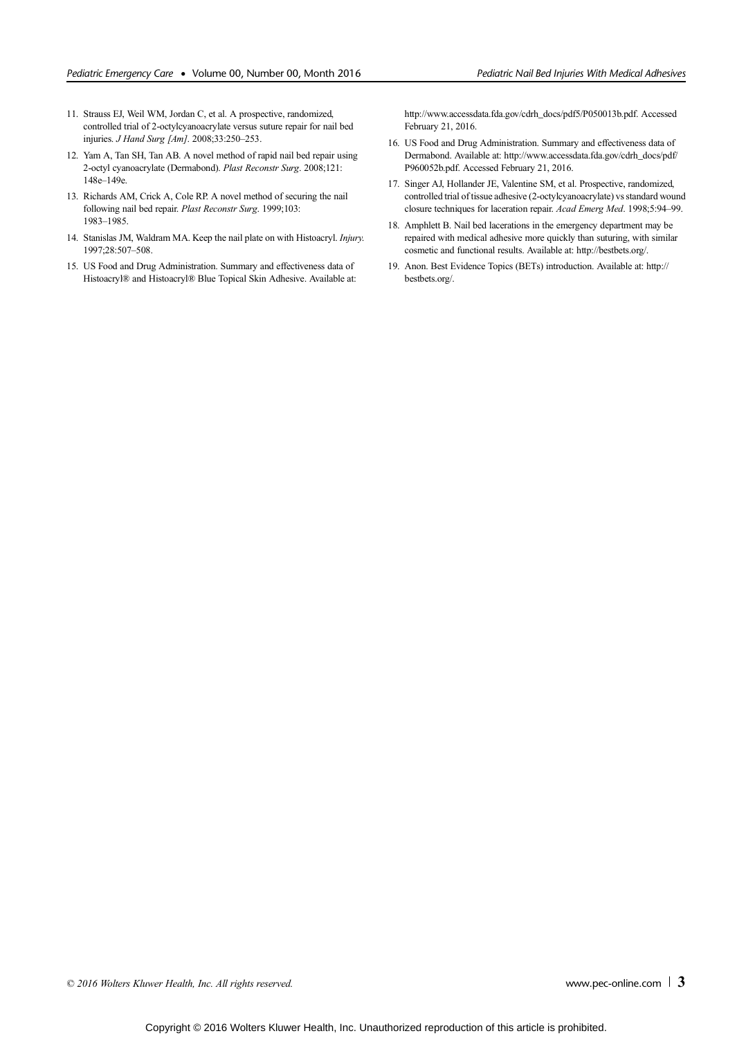11. Strauss EJ, Weil WM, Jordan C, et al. A prospective, randomized, controlled trial of 2-octylcyanoacrylate versus suture repair for nail bed injuries. *J Hand Surg [Am]*. 2008;33:250–253.
12. Yam A, Tan SH, Tan AB. A novel method of rapid nail bed repair using 2-octyl cyanoacrylate (Dermabond). *Plast Reconstr Surg*. 2008;121: 148e–149e.
13. Richards AM, Crick A, Cole RP. A novel method of securing the nail following nail bed repair. *Plast Reconstr Surg*. 1999;103: 1983–1985.
14. Stanislas JM, Waldram MA. Keep the nail plate on with Histoacryl. *Injury.* 1997;28:507–508.
15. US Food and Drug Administration. Summary and effectiveness data of Histoacryl® and Histoacryl® Blue Topical Skin Adhesive. Available at: http://www.accessdata.fda.gov/cdrh_docs/pdf5/P050013b.pdf. Accessed February 21, 2016.
16. US Food and Drug Administration. Summary and effectiveness data of Dermabond. Available at: http://www.accessdata.fda.gov/cdrh_docs/pdf/P960052b.pdf. Accessed February 21, 2016.
17. Singer AJ, Hollander JE, Valentine SM, et al. Prospective, randomized, controlled trial of tissue adhesive (2-octylcyanoacrylate) vs standard wound closure techniques for laceration repair. *Acad Emerg Med*. 1998;5:94–99.
18. Amphlett B. Nail bed lacerations in the emergency department may be repaired with medical adhesive more quickly than suturing, with similar cosmetic and functional results. Available at: http://bestbets.org/.
19. Anon. Best Evidence Topics (BETs) introduction. Available at: http://bestbets.org/.